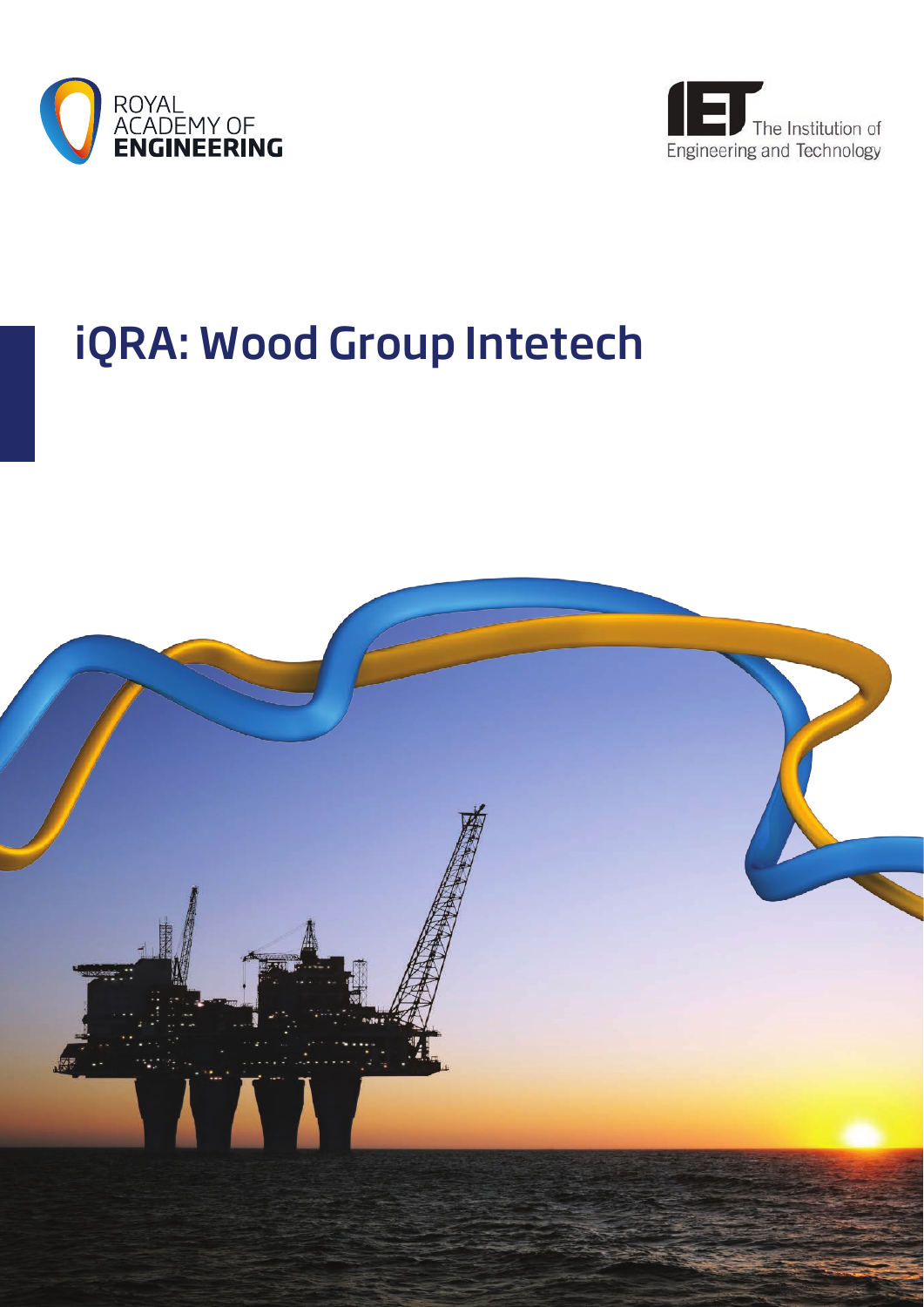ROYAL ACADEMY OF ENGINEERING

The Institution of Engineering and Technology

# iQRA: Wood Group Intetech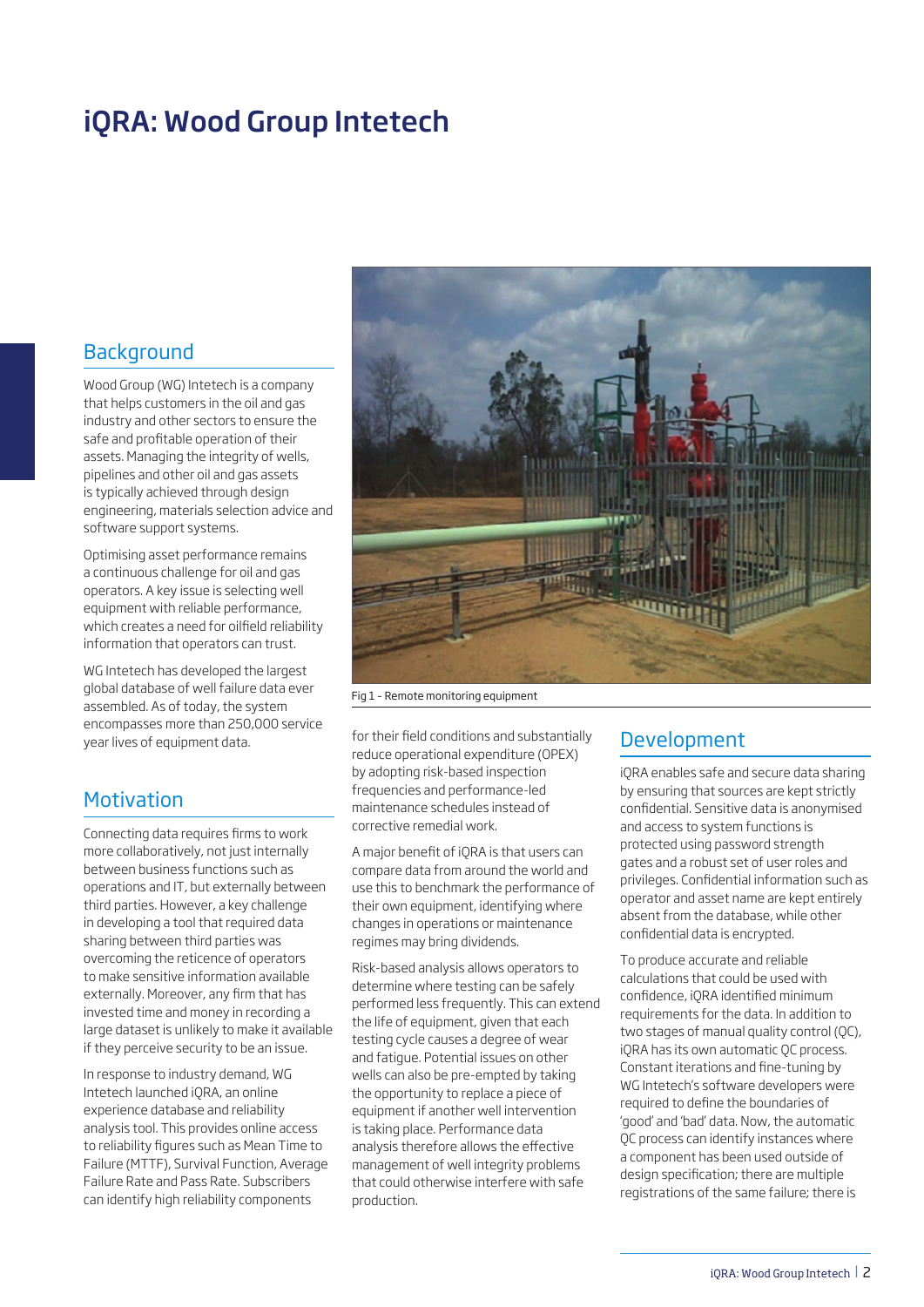# iQRA: Wood Group Intetech

## Background

Wood Group (WG) Intetech is a company that helps customers in the oil and gas industry and other sectors to ensure the safe and profitable operation of their assets. Managing the integrity of wells, pipelines and other oil and gas assets is typically achieved through design engineering, materials selection advice and software support systems.

Optimising asset performance remains a continuous challenge for oil and gas operators. A key issue is selecting well equipment with reliable performance, which creates a need for oilfield reliability information that operators can trust.

WG Intetech has developed the largest global database of well failure data ever assembled. As of today, the system encompasses more than 250,000 service year lives of equipment data.

## Motivation

Connecting data requires firms to work more collaboratively, not just internally between business functions such as operations and IT, but externally between third parties. However, a key challenge in developing a tool that required data sharing between third parties was overcoming the reticence of operators to make sensitive information available externally. Moreover, any firm that has invested time and money in recording a large dataset is unlikely to make it available if they perceive security to be an issue.

In response to industry demand, WG Intetech launched iQRA, an online experience database and reliability analysis tool. This provides online access to reliability figures such as Mean Time to Failure (MTTF), Survival Function, Average Failure Rate and Pass Rate. Subscribers can identify high reliability components for their field conditions and substantially reduce operational expenditure (OPEX) by adopting risk-based inspection frequencies and performance-led maintenance schedules instead of corrective remedial work.

Fig 1 – Remote monitoring equipment

A major benefit of iQRA is that users can compare data from around the world and use this to benchmark the performance of their own equipment, identifying where changes in operations or maintenance regimes may bring dividends.

Risk-based analysis allows operators to determine where testing can be safely performed less frequently. This can extend the life of equipment, given that each testing cycle causes a degree of wear and fatigue. Potential issues on other wells can also be pre-empted by taking the opportunity to replace a piece of equipment if another well intervention is taking place. Performance data analysis therefore allows the effective management of well integrity problems that could otherwise interfere with safe production.

## Development

iQRA enables safe and secure data sharing by ensuring that sources are kept strictly confidential. Sensitive data is anonymised and access to system functions is protected using password strength gates and a robust set of user roles and privileges. Confidential information such as operator and asset name are kept entirely absent from the database, while other confidential data is encrypted.

To produce accurate and reliable calculations that could be used with confidence, iQRA identified minimum requirements for the data. In addition to two stages of manual quality control (QC), iQRA has its own automatic QC process. Constant iterations and fine-tuning by WG Intetech's software developers were required to define the boundaries of 'good' and 'bad' data. Now, the automatic QC process can identify instances where a component has been used outside of design specification; there are multiple registrations of the same failure; there is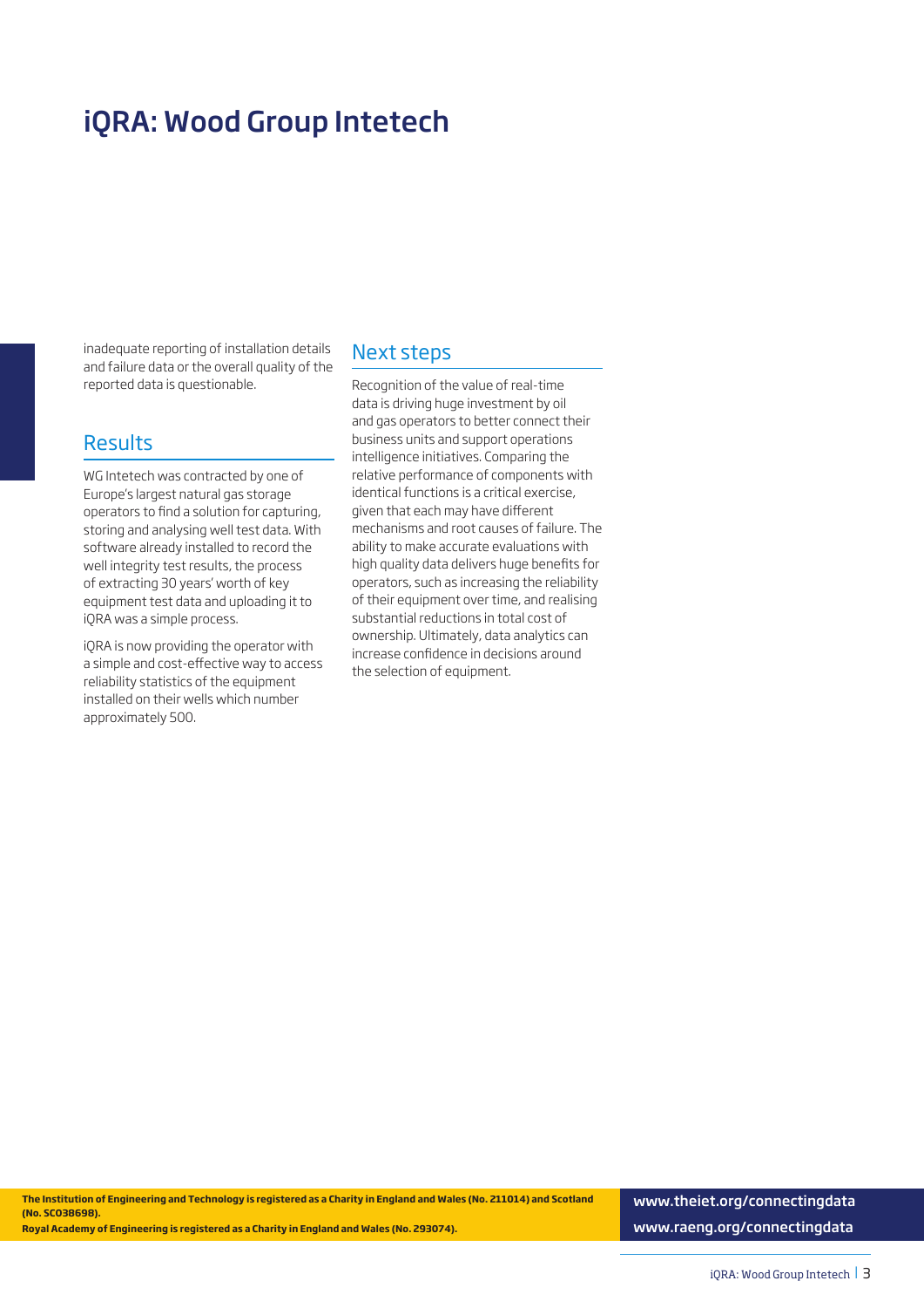# iQRA: Wood Group Intetech

inadequate reporting of installation details and failure data or the overall quality of the reported data is questionable.

## Results

WG Intetech was contracted by one of Europe's largest natural gas storage operators to find a solution for capturing, storing and analysing well test data. With software already installed to record the well integrity test results, the process of extracting 30 years' worth of key equipment test data and uploading it to iQRA was a simple process.

iQRA is now providing the operator with a simple and cost-effective way to access reliability statistics of the equipment installed on their wells which number approximately 500.

## Next steps

Recognition of the value of real-time data is driving huge investment by oil and gas operators to better connect their business units and support operations intelligence initiatives. Comparing the relative performance of components with identical functions is a critical exercise, given that each may have different mechanisms and root causes of failure. The ability to make accurate evaluations with high quality data delivers huge benefits for operators, such as increasing the reliability of their equipment over time, and realising substantial reductions in total cost of ownership. Ultimately, data analytics can increase confidence in decisions around the selection of equipment.

**The Institution of Engineering and Technology is registered as a Charity in England and Wales (No. 211014) and Scotland (No. SC038698).**
**Royal Academy of Engineering is registered as a Charity in England and Wales (No. 293074).**

**www.theiet.org/connectingdata**
**www.raeng.org/connectingdata**